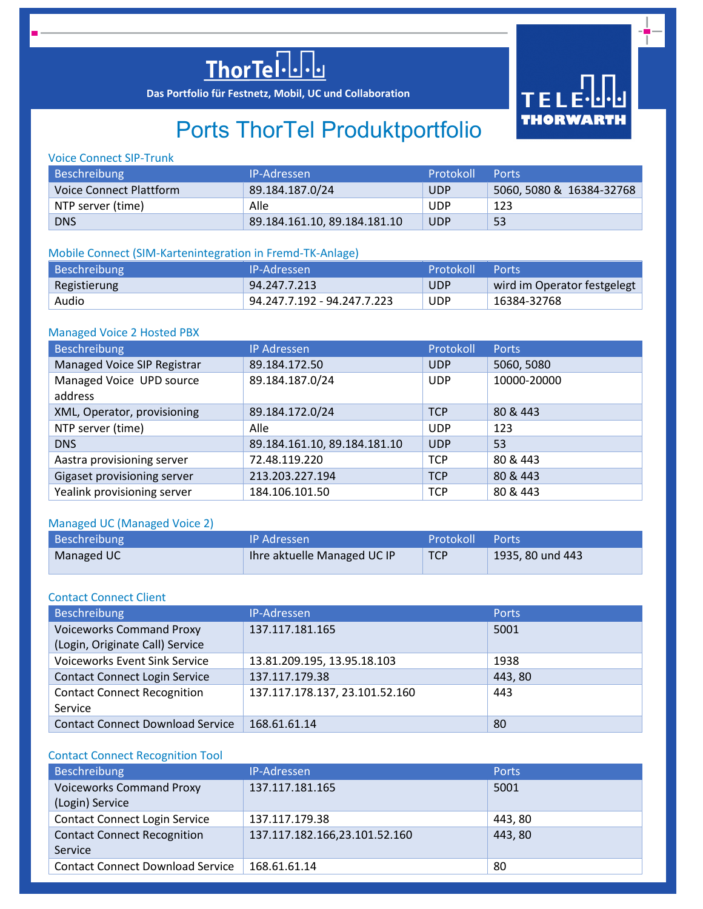# ThorTel

**Das Portfolio für Festnetz, Mobil, UC und Collaboration**

TELE THORWARTH

# Ports ThorTel Produktportfolio

## Voice Connect SIP-Trunk

| Beschreibung | IP-Adressen | Protokoll | Ports |
|---|---|---|---|
| Voice Connect Plattform | 89.184.187.0/24 | UDP | 5060, 5080 & 16384-32768 |
| NTP server (time) | Alle | UDP | 123 |
| DNS | 89.184.161.10, 89.184.181.10 | UDP | 53 |

## Mobile Connect (SIM-Kartenintegration in Fremd-TK-Anlage)

| Beschreibung | IP-Adressen | Protokoll | Ports |
|---|---|---|---|
| Registierung | 94.247.7.213 | UDP | wird im Operator festgelegt |
| Audio | 94.247.7.192 - 94.247.7.223 | UDP | 16384-32768 |

## Managed Voice 2 Hosted PBX

| Beschreibung | IP Adressen | Protokoll | Ports |
|---|---|---|---|
| Managed Voice SIP Registrar | 89.184.172.50 | UDP | 5060, 5080 |
| Managed Voice UPD source address | 89.184.187.0/24 | UDP | 10000-20000 |
| XML, Operator, provisioning | 89.184.172.0/24 | TCP | 80 & 443 |
| NTP server (time) | Alle | UDP | 123 |
| DNS | 89.184.161.10, 89.184.181.10 | UDP | 53 |
| Aastra provisioning server | 72.48.119.220 | TCP | 80 & 443 |
| Gigaset provisioning server | 213.203.227.194 | TCP | 80 & 443 |
| Yealink provisioning server | 184.106.101.50 | TCP | 80 & 443 |

## Managed UC (Managed Voice 2)

| Beschreibung | IP Adressen | Protokoll | Ports |
|---|---|---|---|
| Managed UC | Ihre aktuelle Managed UC IP | TCP | 1935, 80 und 443 |

## Contact Connect Client

| Beschreibung | IP-Adressen | Ports |
|---|---|---|
| Voiceworks Command Proxy (Login, Originate Call) Service | 137.117.181.165 | 5001 |
| Voiceworks Event Sink Service | 13.81.209.195, 13.95.18.103 | 1938 |
| Contact Connect Login Service | 137.117.179.38 | 443, 80 |
| Contact Connect Recognition Service | 137.117.178.137, 23.101.52.160 | 443 |
| Contact Connect Download Service | 168.61.61.14 | 80 |

## Contact Connect Recognition Tool

| Beschreibung | IP-Adressen | Ports |
|---|---|---|
| Voiceworks Command Proxy (Login) Service | 137.117.181.165 | 5001 |
| Contact Connect Login Service | 137.117.179.38 | 443, 80 |
| Contact Connect Recognition Service | 137.117.182.166,23.101.52.160 | 443, 80 |
| Contact Connect Download Service | 168.61.61.14 | 80 |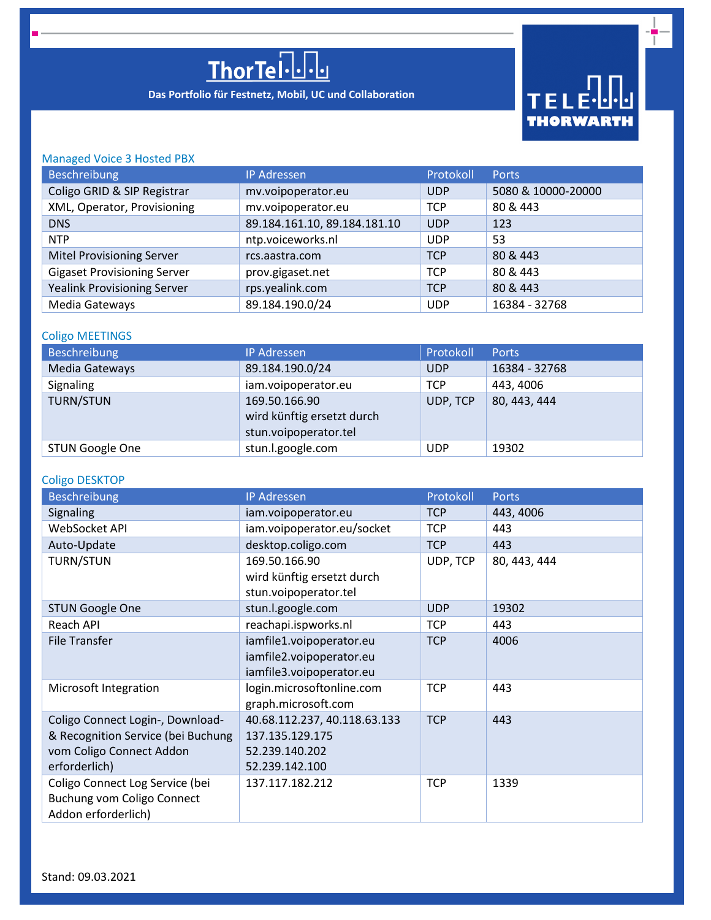# ThorTel

**Das Portfolio für Festnetz, Mobil, UC und Collaboration**

TELE THORWARTH

## Managed Voice 3 Hosted PBX

| Beschreibung | IP Adressen | Protokoll | Ports |
|---|---|---|---|
| Coligo GRID & SIP Registrar | mv.voipoperator.eu | UDP | 5080 & 10000-20000 |
| XML, Operator, Provisioning | mv.voipoperator.eu | TCP | 80 & 443 |
| DNS | 89.184.161.10, 89.184.181.10 | UDP | 123 |
| NTP | ntp.voiceworks.nl | UDP | 53 |
| Mitel Provisioning Server | rcs.aastra.com | TCP | 80 & 443 |
| Gigaset Provisioning Server | prov.gigaset.net | TCP | 80 & 443 |
| Yealink Provisioning Server | rps.yealink.com | TCP | 80 & 443 |
| Media Gateways | 89.184.190.0/24 | UDP | 16384 - 32768 |

## Coligo MEETINGS

| Beschreibung | IP Adressen | Protokoll | Ports |
|---|---|---|---|
| Media Gateways | 89.184.190.0/24 | UDP | 16384 - 32768 |
| Signaling | iam.voipoperator.eu | TCP | 443, 4006 |
| TURN/STUN | 169.50.166.90<br>wird künftig ersetzt durch<br>stun.voipoperator.tel | UDP, TCP | 80, 443, 444 |
| STUN Google One | stun.l.google.com | UDP | 19302 |

## Coligo DESKTOP

| Beschreibung | IP Adressen | Protokoll | Ports |
|---|---|---|---|
| Signaling | iam.voipoperator.eu | TCP | 443, 4006 |
| WebSocket API | iam.voipoperator.eu/socket | TCP | 443 |
| Auto-Update | desktop.coligo.com | TCP | 443 |
| TURN/STUN | 169.50.166.90<br>wird künftig ersetzt durch<br>stun.voipoperator.tel | UDP, TCP | 80, 443, 444 |
| STUN Google One | stun.l.google.com | UDP | 19302 |
| Reach API | reachapi.ispworks.nl | TCP | 443 |
| File Transfer | iamfile1.voipoperator.eu<br>iamfile2.voipoperator.eu<br>iamfile3.voipoperator.eu | TCP | 4006 |
| Microsoft Integration | login.microsoftonline.com<br>graph.microsoft.com | TCP | 443 |
| Coligo Connect Login-, Download- & Recognition Service (bei Buchung vom Coligo Connect Addon erforderlich) | 40.68.112.237, 40.118.63.133<br>137.135.129.175<br>52.239.140.202<br>52.239.142.100 | TCP | 443 |
| Coligo Connect Log Service (bei Buchung vom Coligo Connect Addon erforderlich) | 137.117.182.212 | TCP | 1339 |

Stand: 09.03.2021